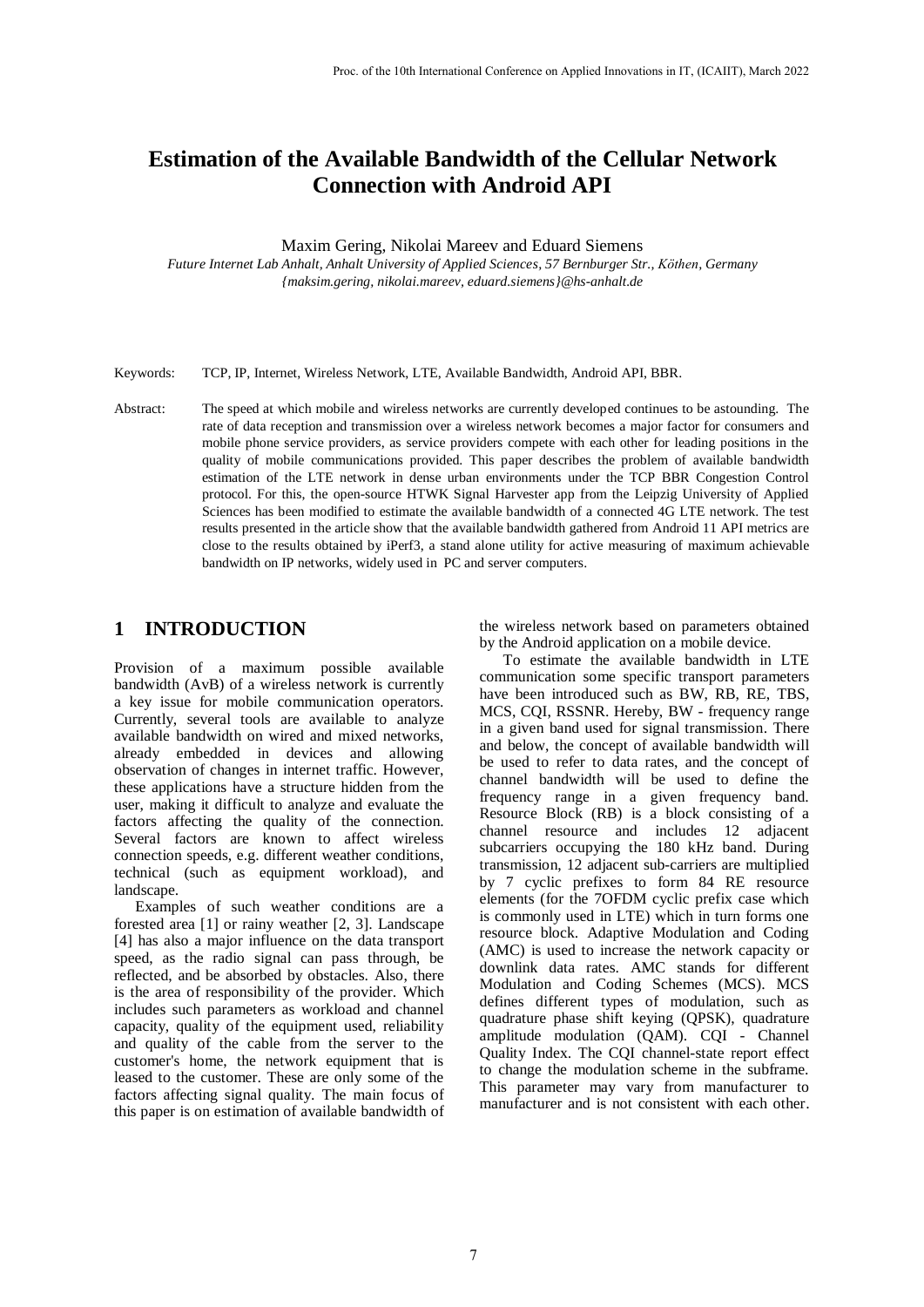# Estimation of the Available Bandwidth of the Cellular Network Connection with Android API

Maxim Gering, Nikolai Mareev and Eduard Siemens

*Future Internet Lab Anhalt, Anhalt University of Applied Sciences, 57 Bernburger Str., Köthen, Germany*
*{maksim.gering, nikolai.mareev, eduard.siemens}@hs-anhalt.de*

Keywords: TCP, IP, Internet, Wireless Network, LTE, Available Bandwidth, Android API, BBR.

Abstract: The speed at which mobile and wireless networks are currently developed continues to be astounding. The rate of data reception and transmission over a wireless network becomes a major factor for consumers and mobile phone service providers, as service providers compete with each other for leading positions in the quality of mobile communications provided. This paper describes the problem of available bandwidth estimation of the LTE network in dense urban environments under the TCP BBR Congestion Control protocol. For this, the open-source HTWK Signal Harvester app from the Leipzig University of Applied Sciences has been modified to estimate the available bandwidth of a connected 4G LTE network. The test results presented in the article show that the available bandwidth gathered from Android 11 API metrics are close to the results obtained by iPerf3, a stand alone utility for active measuring of maximum achievable bandwidth on IP networks, widely used in PC and server computers.

## 1 INTRODUCTION

Provision of a maximum possible available bandwidth (AvB) of a wireless network is currently a key issue for mobile communication operators. Currently, several tools are available to analyze available bandwidth on wired and mixed networks, already embedded in devices and allowing observation of changes in internet traffic. However, these applications have a structure hidden from the user, making it difficult to analyze and evaluate the factors affecting the quality of the connection. Several factors are known to affect wireless connection speeds, e.g. different weather conditions, technical (such as equipment workload), and landscape.

Examples of such weather conditions are a forested area [1] or rainy weather [2, 3]. Landscape [4] has also a major influence on the data transport speed, as the radio signal can pass through, be reflected, and be absorbed by obstacles. Also, there is the area of responsibility of the provider. Which includes such parameters as workload and channel capacity, quality of the equipment used, reliability and quality of the cable from the server to the customer's home, the network equipment that is leased to the customer. These are only some of the factors affecting signal quality. The main focus of this paper is on estimation of available bandwidth of the wireless network based on parameters obtained by the Android application on a mobile device.

To estimate the available bandwidth in LTE communication some specific transport parameters have been introduced such as BW, RB, RE, TBS, MCS, CQI, RSSNR. Hereby, BW - frequency range in a given band used for signal transmission. There and below, the concept of available bandwidth will be used to refer to data rates, and the concept of channel bandwidth will be used to define the frequency range in a given frequency band. Resource Block (RB) is a block consisting of a channel resource and includes 12 adjacent subcarriers occupying the 180 kHz band. During transmission, 12 adjacent sub-carriers are multiplied by 7 cyclic prefixes to form 84 RE resource elements (for the 7OFDM cyclic prefix case which is commonly used in LTE) which in turn forms one resource block. Adaptive Modulation and Coding (AMC) is used to increase the network capacity or downlink data rates. AMC stands for different Modulation and Coding Schemes (MCS). MCS defines different types of modulation, such as quadrature phase shift keying (QPSK), quadrature amplitude modulation (QAM). CQI - Channel Quality Index. The CQI channel-state report effect to change the modulation scheme in the subframe. This parameter may vary from manufacturer to manufacturer and is not consistent with each other.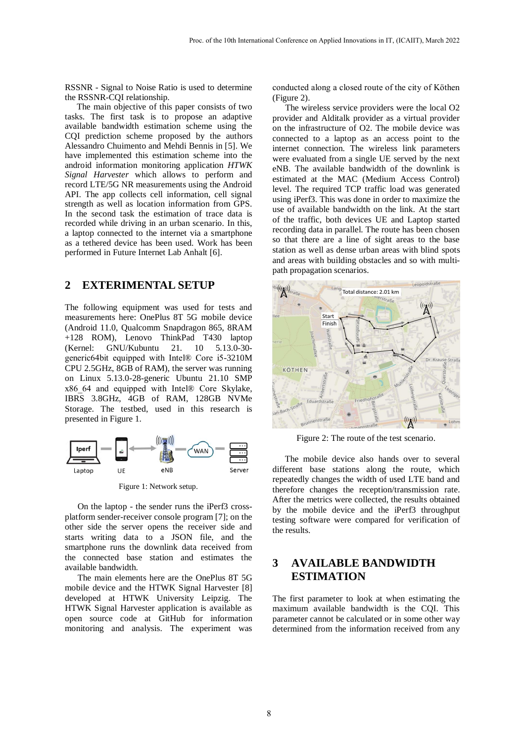RSSNR - Signal to Noise Ratio is used to determine the RSSNR-CQI relationship.

The main objective of this paper consists of two tasks. The first task is to propose an adaptive available bandwidth estimation scheme using the CQI prediction scheme proposed by the authors Alessandro Chuimento and Mehdi Bennis in [5]. We have implemented this estimation scheme into the android information monitoring application *HTWK Signal Harvester* which allows to perform and record LTE/5G NR measurements using the Android API. The app collects cell information, cell signal strength as well as location information from GPS. In the second task the estimation of trace data is recorded while driving in an urban scenario. In this, a laptop connected to the internet via a smartphone as a tethered device has been used. Work has been performed in Future Internet Lab Anhalt [6].

## 2 EXTERIMENTAL SETUP

The following equipment was used for tests and measurements here: OnePlus 8T 5G mobile device (Android 11.0, Qualcomm Snapdragon 865, 8RAM +128 ROM), Lenovo ThinkPad T430 laptop (Kernel: GNU/Kubuntu 21. 10 5.13.0-30-generic64bit equipped with Intel® Core i5-3210M CPU 2.5GHz, 8GB of RAM), the server was running on Linux 5.13.0-28-generic Ubuntu 21.10 SMP x86_64 and equipped with Intel® Core Skylake, IBRS 3.8GHz, 4GB of RAM, 128GB NVMe Storage. The testbed, used in this research is presented in Figure 1.

Figure 1: Network setup.

On the laptop - the sender runs the iPerf3 cross-platform sender-receiver console program [7]; on the other side the server opens the receiver side and starts writing data to a JSON file, and the smartphone runs the downlink data received from the connected base station and estimates the available bandwidth.

The main elements here are the OnePlus 8T 5G mobile device and the HTWK Signal Harvester [8] developed at HTWK University Leipzig. The HTWK Signal Harvester application is available as open source code at GitHub for information monitoring and analysis. The experiment was conducted along a closed route of the city of Köthen (Figure 2).

The wireless service providers were the local O2 provider and Alditalk provider as a virtual provider on the infrastructure of O2. The mobile device was connected to a laptop as an access point to the internet connection. The wireless link parameters were evaluated from a single UE served by the next eNB. The available bandwidth of the downlink is estimated at the MAC (Medium Access Control) level. The required TCP traffic load was generated using iPerf3. This was done in order to maximize the use of available bandwidth on the link. At the start of the traffic, both devices UE and Laptop started recording data in parallel. The route has been chosen so that there are a line of sight areas to the base station as well as dense urban areas with blind spots and areas with building obstacles and so with multi-path propagation scenarios.

Figure 2: The route of the test scenario.

The mobile device also hands over to several different base stations along the route, which repeatedly changes the width of used LTE band and therefore changes the reception/transmission rate. After the metrics were collected, the results obtained by the mobile device and the iPerf3 throughput testing software were compared for verification of the results.

## 3 AVAILABLE BANDWIDTH ESTIMATION

The first parameter to look at when estimating the maximum available bandwidth is the CQI. This parameter cannot be calculated or in some other way determined from the information received from any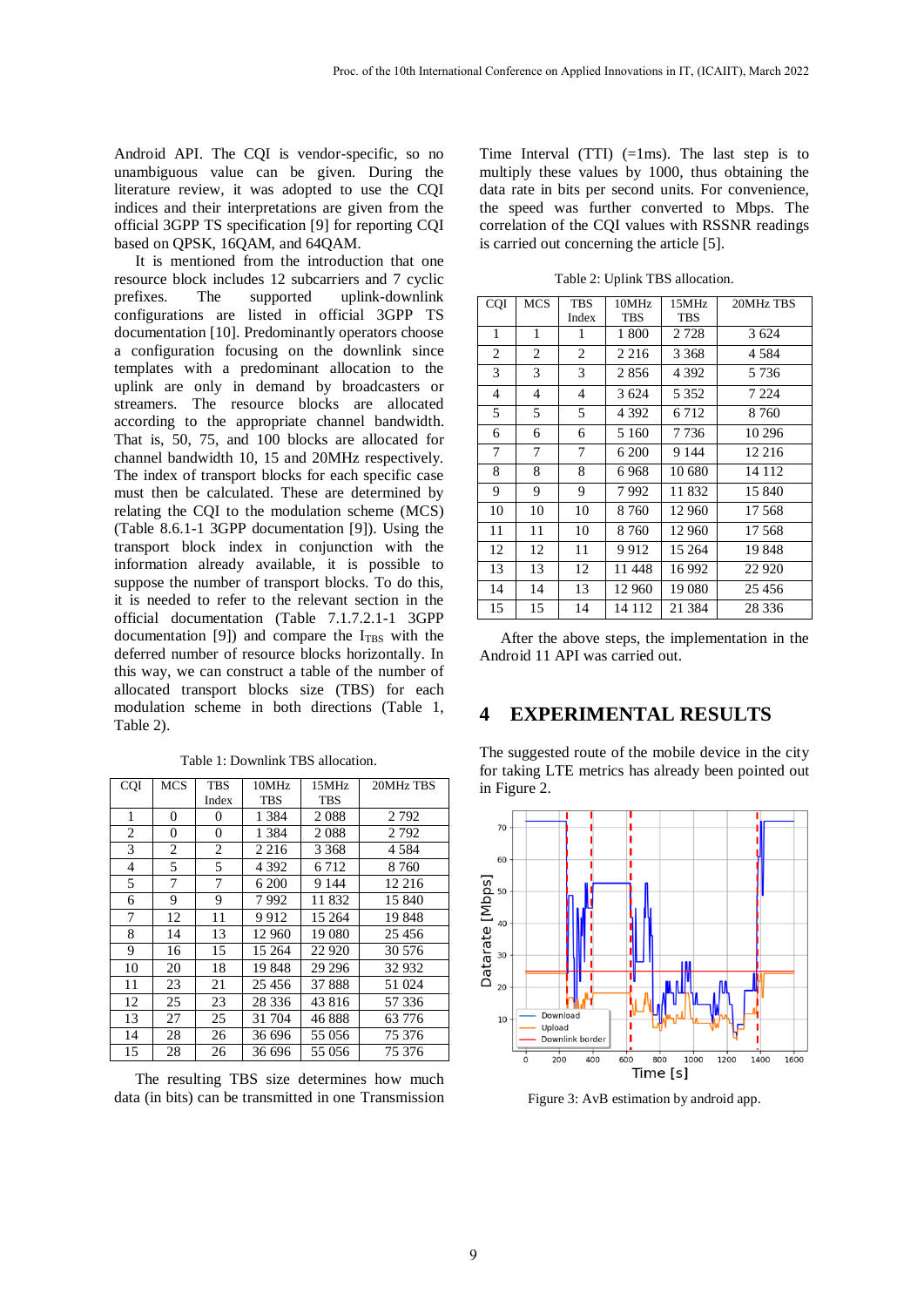Android API. The CQI is vendor-specific, so no unambiguous value can be given. During the literature review, it was adopted to use the CQI indices and their interpretations are given from the official 3GPP TS specification [9] for reporting CQI based on QPSK, 16QAM, and 64QAM.

It is mentioned from the introduction that one resource block includes 12 subcarriers and 7 cyclic prefixes. The supported uplink-downlink configurations are listed in official 3GPP TS documentation [10]. Predominantly operators choose a configuration focusing on the downlink since templates with a predominant allocation to the uplink are only in demand by broadcasters or streamers. The resource blocks are allocated according to the appropriate channel bandwidth. That is, 50, 75, and 100 blocks are allocated for channel bandwidth 10, 15 and 20MHz respectively. The index of transport blocks for each specific case must then be calculated. These are determined by relating the CQI to the modulation scheme (MCS) (Table 8.6.1-1 3GPP documentation [9]). Using the transport block index in conjunction with the information already available, it is possible to suppose the number of transport blocks. To do this, it is needed to refer to the relevant section in the official documentation (Table 7.1.7.2.1-1 3GPP documentation [9]) and compare the $I_{TBS}$ with the deferred number of resource blocks horizontally. In this way, we can construct a table of the number of allocated transport blocks size (TBS) for each modulation scheme in both directions (Table 1, Table 2).

Table 1: Downlink TBS allocation.

| CQI | MCS | TBS Index | 10MHz TBS | 15MHz TBS | 20MHz TBS |
|---|---|---|---|---|---|
| 1 | 0 | 0 | 1 384 | 2 088 | 2 792 |
| 2 | 0 | 0 | 1 384 | 2 088 | 2 792 |
| 3 | 2 | 2 | 2 216 | 3 368 | 4 584 |
| 4 | 5 | 5 | 4 392 | 6 712 | 8 760 |
| 5 | 7 | 7 | 6 200 | 9 144 | 12 216 |
| 6 | 9 | 9 | 7 992 | 11 832 | 15 840 |
| 7 | 12 | 11 | 9 912 | 15 264 | 19 848 |
| 8 | 14 | 13 | 12 960 | 19 080 | 25 456 |
| 9 | 16 | 15 | 15 264 | 22 920 | 30 576 |
| 10 | 20 | 18 | 19 848 | 29 296 | 32 932 |
| 11 | 23 | 21 | 25 456 | 37 888 | 51 024 |
| 12 | 25 | 23 | 28 336 | 43 816 | 57 336 |
| 13 | 27 | 25 | 31 704 | 46 888 | 63 776 |
| 14 | 28 | 26 | 36 696 | 55 056 | 75 376 |
| 15 | 28 | 26 | 36 696 | 55 056 | 75 376 |

The resulting TBS size determines how much data (in bits) can be transmitted in one Transmission Time Interval (TTI) (=1ms). The last step is to multiply these values by 1000, thus obtaining the data rate in bits per second units. For convenience, the speed was further converted to Mbps. The correlation of the CQI values with RSSNR readings is carried out concerning the article [5].

Table 2: Uplink TBS allocation.

| CQI | MCS | TBS Index | 10MHz TBS | 15MHz TBS | 20MHz TBS |
|---|---|---|---|---|---|
| 1 | 1 | 1 | 1 800 | 2 728 | 3 624 |
| 2 | 2 | 2 | 2 216 | 3 368 | 4 584 |
| 3 | 3 | 3 | 2 856 | 4 392 | 5 736 |
| 4 | 4 | 4 | 3 624 | 5 352 | 7 224 |
| 5 | 5 | 5 | 4 392 | 6 712 | 8 760 |
| 6 | 6 | 6 | 5 160 | 7 736 | 10 296 |
| 7 | 7 | 7 | 6 200 | 9 144 | 12 216 |
| 8 | 8 | 8 | 6 968 | 10 680 | 14 112 |
| 9 | 9 | 9 | 7 992 | 11 832 | 15 840 |
| 10 | 10 | 10 | 8 760 | 12 960 | 17 568 |
| 11 | 11 | 10 | 8 760 | 12 960 | 17 568 |
| 12 | 12 | 11 | 9 912 | 15 264 | 19 848 |
| 13 | 13 | 12 | 11 448 | 16 992 | 22 920 |
| 14 | 14 | 13 | 12 960 | 19 080 | 25 456 |
| 15 | 15 | 14 | 14 112 | 21 384 | 28 336 |

After the above steps, the implementation in the Android 11 API was carried out.

# 4 EXPERIMENTAL RESULTS

The suggested route of the mobile device in the city for taking LTE metrics has already been pointed out in Figure 2.

Figure 3: AvB estimation by android app.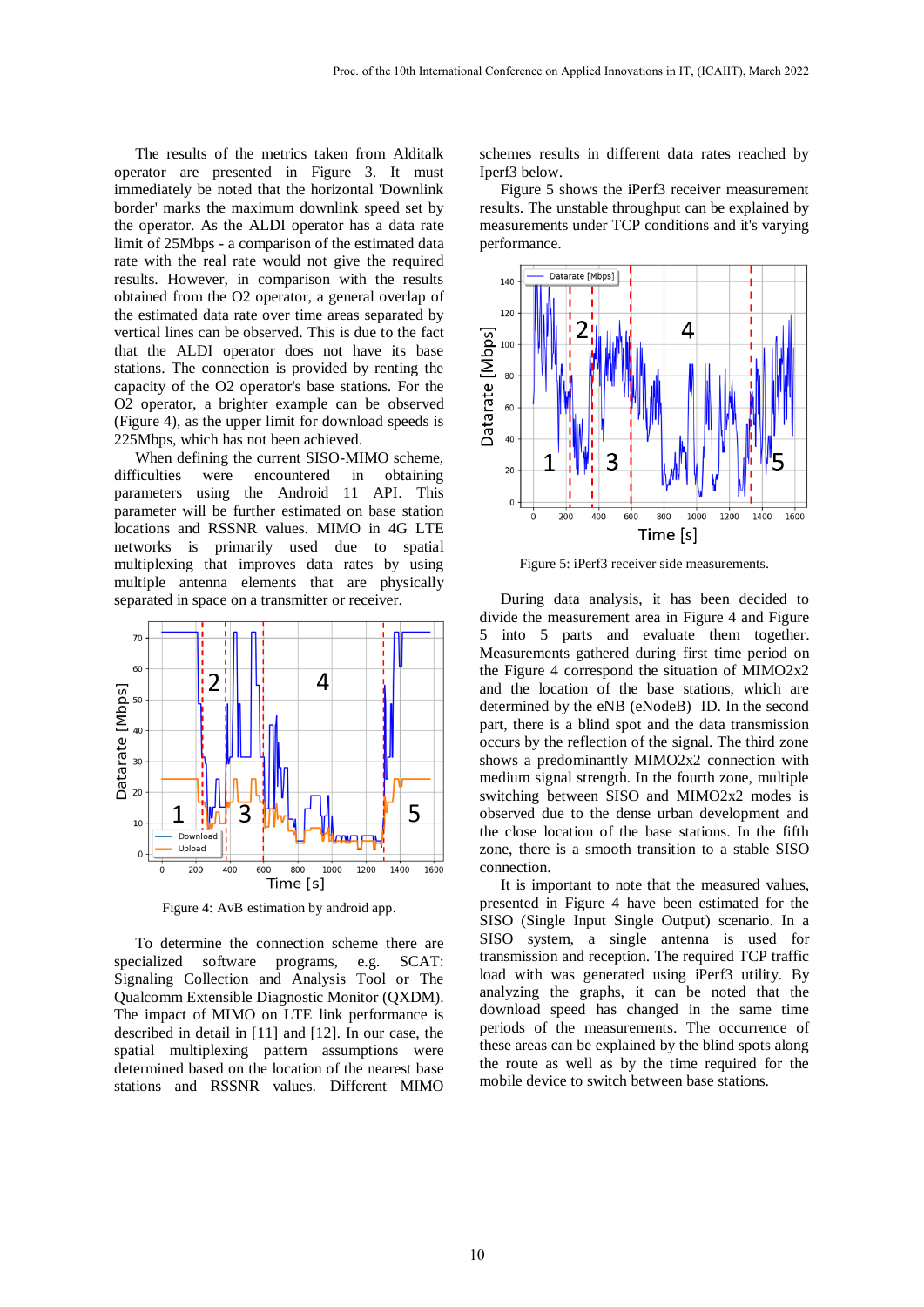The results of the metrics taken from Alditalk operator are presented in Figure 3. It must immediately be noted that the horizontal 'Downlink border' marks the maximum downlink speed set by the operator. As the ALDI operator has a data rate limit of 25Mbps - a comparison of the estimated data rate with the real rate would not give the required results. However, in comparison with the results obtained from the O2 operator, a general overlap of the estimated data rate over time areas separated by vertical lines can be observed. This is due to the fact that the ALDI operator does not have its base stations. The connection is provided by renting the capacity of the O2 operator's base stations. For the O2 operator, a brighter example can be observed (Figure 4), as the upper limit for download speeds is 225Mbps, which has not been achieved.

When defining the current SISO-MIMO scheme, difficulties were encountered in obtaining parameters using the Android 11 API. This parameter will be further estimated on base station locations and RSSNR values. MIMO in 4G LTE networks is primarily used due to spatial multiplexing that improves data rates by using multiple antenna elements that are physically separated in space on a transmitter or receiver.

Figure 4: AvB estimation by android app.

To determine the connection scheme there are specialized software programs, e.g. SCAT: Signaling Collection and Analysis Tool or The Qualcomm Extensible Diagnostic Monitor (QXDM). The impact of MIMO on LTE link performance is described in detail in [11] and [12]. In our case, the spatial multiplexing pattern assumptions were determined based on the location of the nearest base stations and RSSNR values. Different MIMO schemes results in different data rates reached by Iperf3 below.

Figure 5 shows the iPerf3 receiver measurement results. The unstable throughput can be explained by measurements under TCP conditions and it's varying performance.

Figure 5: iPerf3 receiver side measurements.

During data analysis, it has been decided to divide the measurement area in Figure 4 and Figure 5 into 5 parts and evaluate them together. Measurements gathered during first time period on the Figure 4 correspond the situation of MIMO2x2 and the location of the base stations, which are determined by the eNB (eNodeB) ID. In the second part, there is a blind spot and the data transmission occurs by the reflection of the signal. The third zone shows a predominantly MIMO2x2 connection with medium signal strength. In the fourth zone, multiple switching between SISO and MIMO2x2 modes is observed due to the dense urban development and the close location of the base stations. In the fifth zone, there is a smooth transition to a stable SISO connection.

It is important to note that the measured values, presented in Figure 4 have been estimated for the SISO (Single Input Single Output) scenario. In a SISO system, a single antenna is used for transmission and reception. The required TCP traffic load with was generated using iPerf3 utility. By analyzing the graphs, it can be noted that the download speed has changed in the same time periods of the measurements. The occurrence of these areas can be explained by the blind spots along the route as well as by the time required for the mobile device to switch between base stations.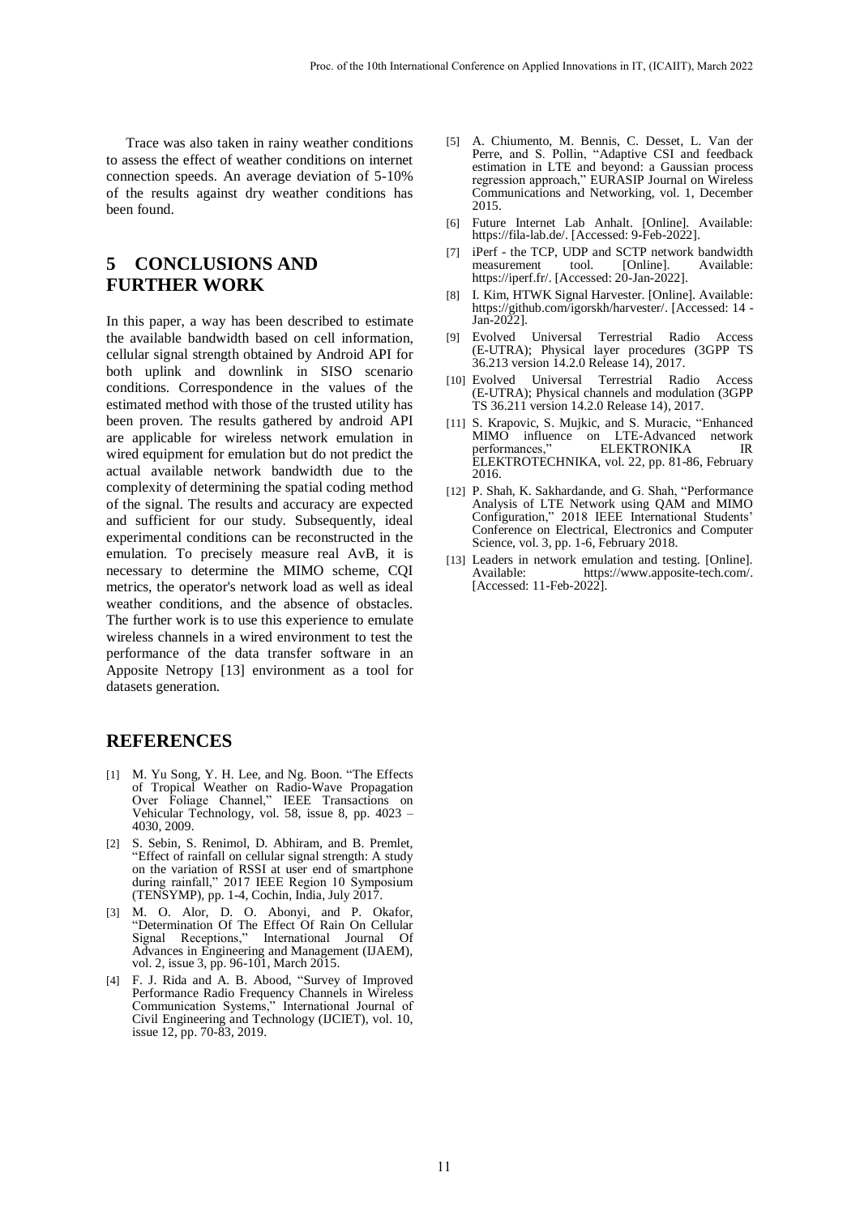Trace was also taken in rainy weather conditions to assess the effect of weather conditions on internet connection speeds. An average deviation of 5-10% of the results against dry weather conditions has been found.

## 5 CONCLUSIONS AND FURTHER WORK

In this paper, a way has been described to estimate the available bandwidth based on cell information, cellular signal strength obtained by Android API for both uplink and downlink in SISO scenario conditions. Correspondence in the values of the estimated method with those of the trusted utility has been proven. The results gathered by android API are applicable for wireless network emulation in wired equipment for emulation but do not predict the actual available network bandwidth due to the complexity of determining the spatial coding method of the signal. The results and accuracy are expected and sufficient for our study. Subsequently, ideal experimental conditions can be reconstructed in the emulation. To precisely measure real AvB, it is necessary to determine the MIMO scheme, CQI metrics, the operator's network load as well as ideal weather conditions, and the absence of obstacles. The further work is to use this experience to emulate wireless channels in a wired environment to test the performance of the data transfer software in an Apposite Netropy [13] environment as a tool for datasets generation.

## REFERENCES

[1] M. Yu Song, Y. H. Lee, and Ng. Boon. "The Effects of Tropical Weather on Radio-Wave Propagation Over Foliage Channel," IEEE Transactions on Vehicular Technology, vol. 58, issue 8, pp. 4023 – 4030, 2009.

[2] S. Sebin, S. Renimol, D. Abhiram, and B. Premlet, "Effect of rainfall on cellular signal strength: A study on the variation of RSSI at user end of smartphone during rainfall," 2017 IEEE Region 10 Symposium (TENSYMP), pp. 1-4, Cochin, India, July 2017.

[3] M. O. Alor, D. O. Abonyi, and P. Okafor, "Determination Of The Effect Of Rain On Cellular Signal Receptions," International Journal Of Advances in Engineering and Management (IJAEM), vol. 2, issue 3, pp. 96-101, March 2015.

[4] F. J. Rida and A. B. Abood, "Survey of Improved Performance Radio Frequency Channels in Wireless Communication Systems," International Journal of Civil Engineering and Technology (IJCIET), vol. 10, issue 12, pp. 70-83, 2019.

[5] A. Chiumento, M. Bennis, C. Desset, L. Van der Perre, and S. Pollin, "Adaptive CSI and feedback estimation in LTE and beyond: a Gaussian process regression approach," EURASIP Journal on Wireless Communications and Networking, vol. 1, December 2015.

[6] Future Internet Lab Anhalt. [Online]. Available: https://fila-lab.de/. [Accessed: 9-Feb-2022].

[7] iPerf - the TCP, UDP and SCTP network bandwidth measurement tool. [Online]. Available: https://iperf.fr/. [Accessed: 20-Jan-2022].

[8] I. Kim, HTWK Signal Harvester. [Online]. Available: https://github.com/igorskh/harvester/. [Accessed: 14 - Jan-2022].

[9] Evolved Universal Terrestrial Radio Access (E-UTRA); Physical layer procedures (3GPP TS 36.213 version 14.2.0 Release 14), 2017.

[10] Evolved Universal Terrestrial Radio Access (E-UTRA); Physical channels and modulation (3GPP TS 36.211 version 14.2.0 Release 14), 2017.

[11] S. Krapovic, S. Mujkic, and S. Muracic, "Enhanced MIMO influence on LTE-Advanced network performances," ELEKTRONIKA IR ELEKTROTECHNIKA, vol. 22, pp. 81-86, February 2016.

[12] P. Shah, K. Sakhardande, and G. Shah, "Performance Analysis of LTE Network using QAM and MIMO Configuration," 2018 IEEE International Students' Conference on Electrical, Electronics and Computer Science, vol. 3, pp. 1-6, February 2018.

[13] Leaders in network emulation and testing. [Online]. Available: https://www.apposite-tech.com/. [Accessed: 11-Feb-2022].